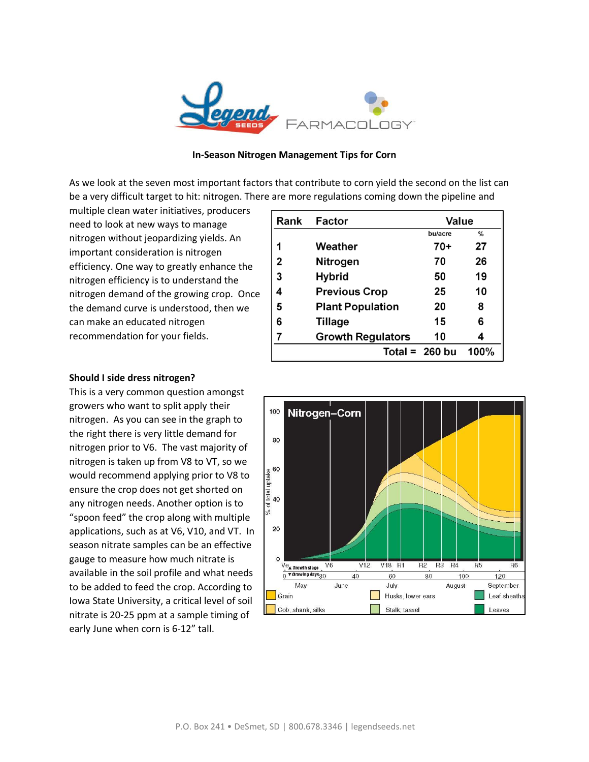**In-Season Nitrogen Management Tips for Corn**

As we look at the seven most important factors that contribute to corn yield the second on the list can be a very difficult target to hit: nitrogen. There are more regulations coming down the pipeline and multiple clean water initiatives, producers need to look at new ways to manage nitrogen without jeopardizing yields. An important consideration is nitrogen efficiency. One way to greatly enhance the nitrogen efficiency is to understand the nitrogen demand of the growing crop. Once the demand curve is understood, then we can make an educated nitrogen recommendation for your fields.

| Rank | Factor | Value bu/acre | Value % |
|---|---|---|---|
| 1 | Weather | 70+ | 27 |
| 2 | Nitrogen | 70 | 26 |
| 3 | Hybrid | 50 | 19 |
| 4 | Previous Crop | 25 | 10 |
| 5 | Plant Population | 20 | 8 |
| 6 | Tillage | 15 | 6 |
| 7 | Growth Regulators | 10 | 4 |
| | Total = | 260 bu | 100% |

**Should I side dress nitrogen?**

This is a very common question amongst growers who want to split apply their nitrogen. As you can see in the graph to the right there is very little demand for nitrogen prior to V6. The vast majority of nitrogen is taken up from V8 to VT, so we would recommend applying prior to V8 to ensure the crop does not get shorted on any nitrogen needs. Another option is to "spoon feed" the crop along with multiple applications, such as at V6, V10, and VT. In season nitrate samples can be an effective gauge to measure how much nitrate is available in the soil profile and what needs to be added to feed the crop. According to Iowa State University, a critical level of soil nitrate is 20-25 ppm at a sample timing of early June when corn is 6-12" tall.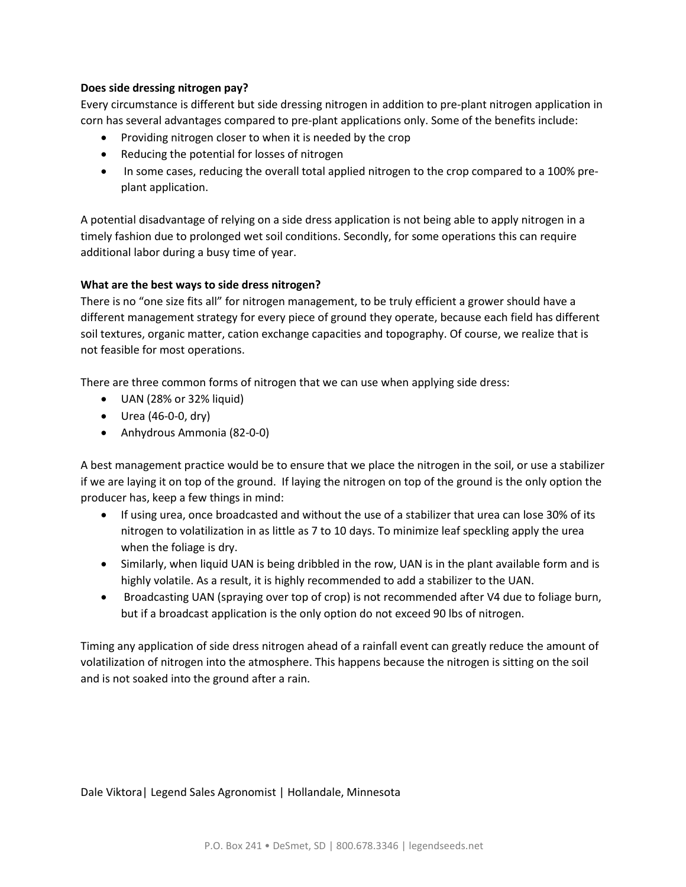**Does side dressing nitrogen pay?**

Every circumstance is different but side dressing nitrogen in addition to pre-plant nitrogen application in corn has several advantages compared to pre-plant applications only. Some of the benefits include:

- Providing nitrogen closer to when it is needed by the crop
- Reducing the potential for losses of nitrogen
- In some cases, reducing the overall total applied nitrogen to the crop compared to a 100% pre-plant application.

A potential disadvantage of relying on a side dress application is not being able to apply nitrogen in a timely fashion due to prolonged wet soil conditions. Secondly, for some operations this can require additional labor during a busy time of year.

**What are the best ways to side dress nitrogen?**

There is no "one size fits all" for nitrogen management, to be truly efficient a grower should have a different management strategy for every piece of ground they operate, because each field has different soil textures, organic matter, cation exchange capacities and topography. Of course, we realize that is not feasible for most operations.

There are three common forms of nitrogen that we can use when applying side dress:

- UAN (28% or 32% liquid)
- Urea (46-0-0, dry)
- Anhydrous Ammonia (82-0-0)

A best management practice would be to ensure that we place the nitrogen in the soil, or use a stabilizer if we are laying it on top of the ground. If laying the nitrogen on top of the ground is the only option the producer has, keep a few things in mind:

- If using urea, once broadcasted and without the use of a stabilizer that urea can lose 30% of its nitrogen to volatilization in as little as 7 to 10 days. To minimize leaf speckling apply the urea when the foliage is dry.
- Similarly, when liquid UAN is being dribbled in the row, UAN is in the plant available form and is highly volatile. As a result, it is highly recommended to add a stabilizer to the UAN.
- Broadcasting UAN (spraying over top of crop) is not recommended after V4 due to foliage burn, but if a broadcast application is the only option do not exceed 90 lbs of nitrogen.

Timing any application of side dress nitrogen ahead of a rainfall event can greatly reduce the amount of volatilization of nitrogen into the atmosphere. This happens because the nitrogen is sitting on the soil and is not soaked into the ground after a rain.

Dale Viktora| Legend Sales Agronomist | Hollandale, Minnesota